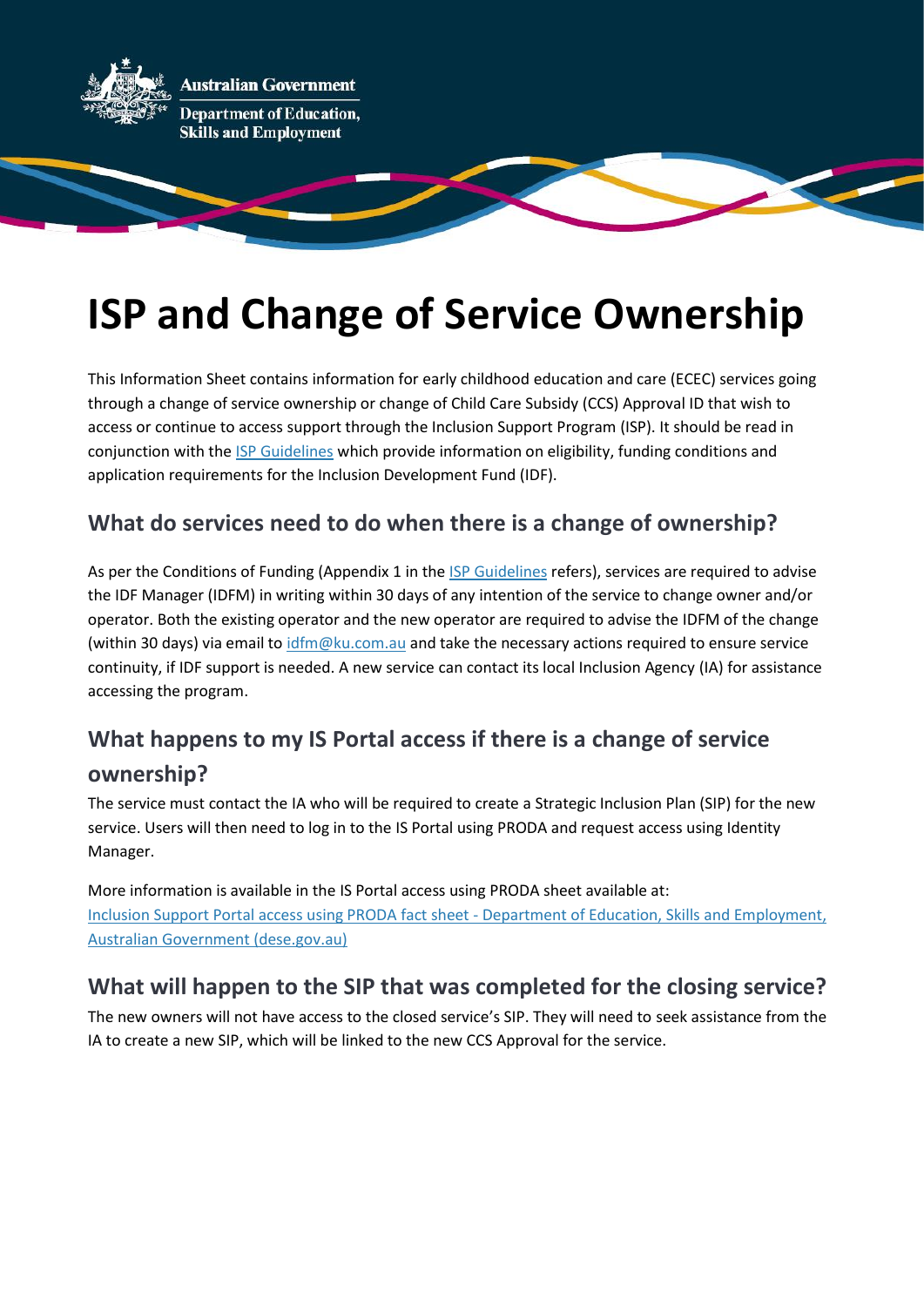Australian Government

Department of Education, Skills and Employment

# ISP and Change of Service Ownership

This Information Sheet contains information for early childhood education and care (ECEC) services going through a change of service ownership or change of Child Care Subsidy (CCS) Approval ID that wish to access or continue to access support through the Inclusion Support Program (ISP). It should be read in conjunction with the [ISP Guidelines] which provide information on eligibility, funding conditions and application requirements for the Inclusion Development Fund (IDF).

## What do services need to do when there is a change of ownership?

As per the Conditions of Funding (Appendix 1 in the [ISP Guidelines] refers), services are required to advise the IDF Manager (IDFM) in writing within 30 days of any intention of the service to change owner and/or operator. Both the existing operator and the new operator are required to advise the IDFM of the change (within 30 days) via email to idfm@ku.com.au and take the necessary actions required to ensure service continuity, if IDF support is needed. A new service can contact its local Inclusion Agency (IA) for assistance accessing the program.

## What happens to my IS Portal access if there is a change of service ownership?

The service must contact the IA who will be required to create a Strategic Inclusion Plan (SIP) for the new service. Users will then need to log in to the IS Portal using PRODA and request access using Identity Manager.

More information is available in the IS Portal access using PRODA sheet available at:
[Inclusion Support Portal access using PRODA fact sheet - Department of Education, Skills and Employment, Australian Government (dese.gov.au)]

## What will happen to the SIP that was completed for the closing service?

The new owners will not have access to the closed service's SIP. They will need to seek assistance from the IA to create a new SIP, which will be linked to the new CCS Approval for the service.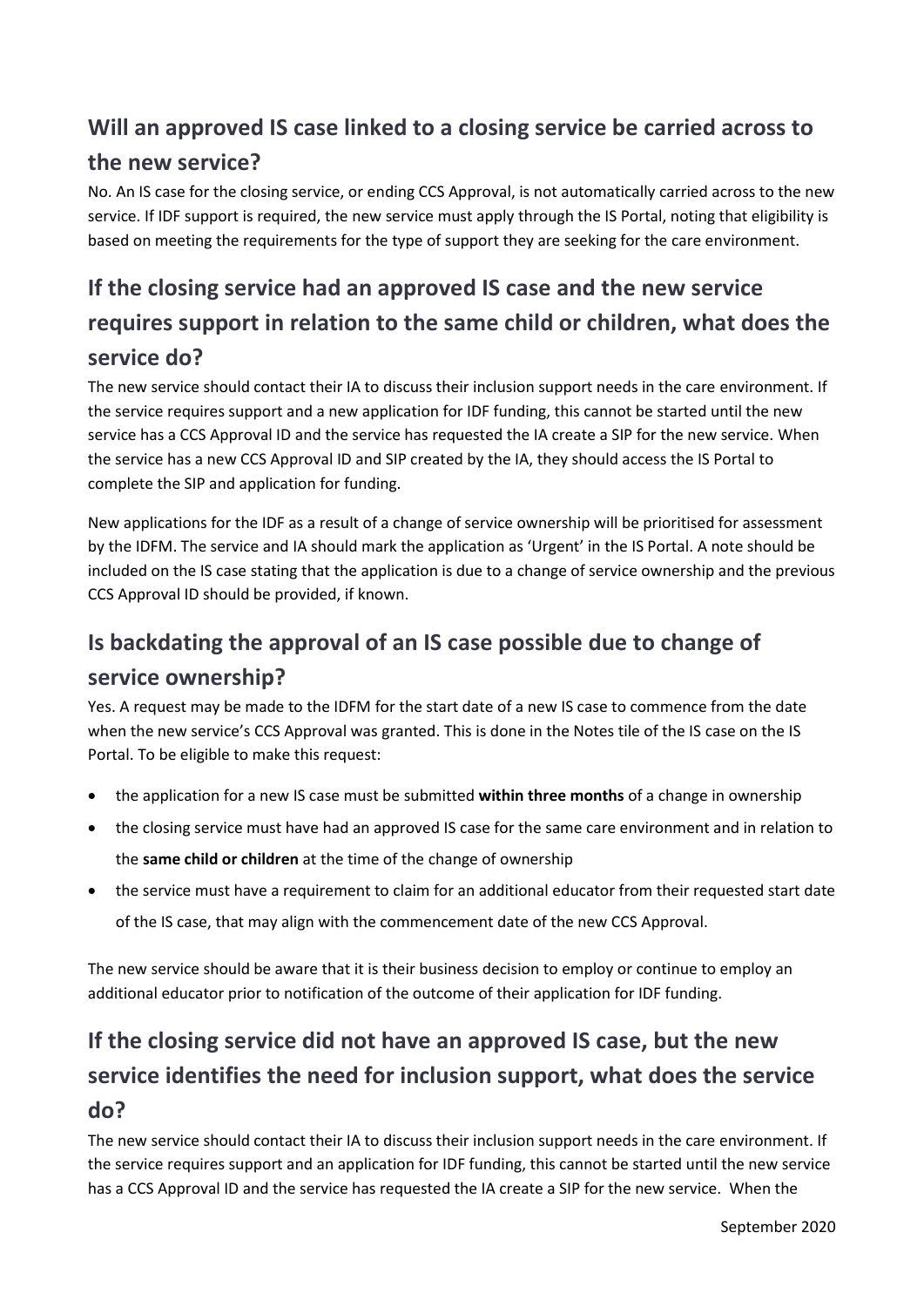## Will an approved IS case linked to a closing service be carried across to the new service?

No. An IS case for the closing service, or ending CCS Approval, is not automatically carried across to the new service. If IDF support is required, the new service must apply through the IS Portal, noting that eligibility is based on meeting the requirements for the type of support they are seeking for the care environment.

## If the closing service had an approved IS case and the new service requires support in relation to the same child or children, what does the service do?

The new service should contact their IA to discuss their inclusion support needs in the care environment. If the service requires support and a new application for IDF funding, this cannot be started until the new service has a CCS Approval ID and the service has requested the IA create a SIP for the new service. When the service has a new CCS Approval ID and SIP created by the IA, they should access the IS Portal to complete the SIP and application for funding.

New applications for the IDF as a result of a change of service ownership will be prioritised for assessment by the IDFM. The service and IA should mark the application as 'Urgent' in the IS Portal. A note should be included on the IS case stating that the application is due to a change of service ownership and the previous CCS Approval ID should be provided, if known.

## Is backdating the approval of an IS case possible due to change of service ownership?

Yes. A request may be made to the IDFM for the start date of a new IS case to commence from the date when the new service's CCS Approval was granted. This is done in the Notes tile of the IS case on the IS Portal. To be eligible to make this request:

- the application for a new IS case must be submitted **within three months** of a change in ownership
- the closing service must have had an approved IS case for the same care environment and in relation to the **same child or children** at the time of the change of ownership
- the service must have a requirement to claim for an additional educator from their requested start date of the IS case, that may align with the commencement date of the new CCS Approval.

The new service should be aware that it is their business decision to employ or continue to employ an additional educator prior to notification of the outcome of their application for IDF funding.

## If the closing service did not have an approved IS case, but the new service identifies the need for inclusion support, what does the service do?

The new service should contact their IA to discuss their inclusion support needs in the care environment. If the service requires support and an application for IDF funding, this cannot be started until the new service has a CCS Approval ID and the service has requested the IA create a SIP for the new service. When the

September 2020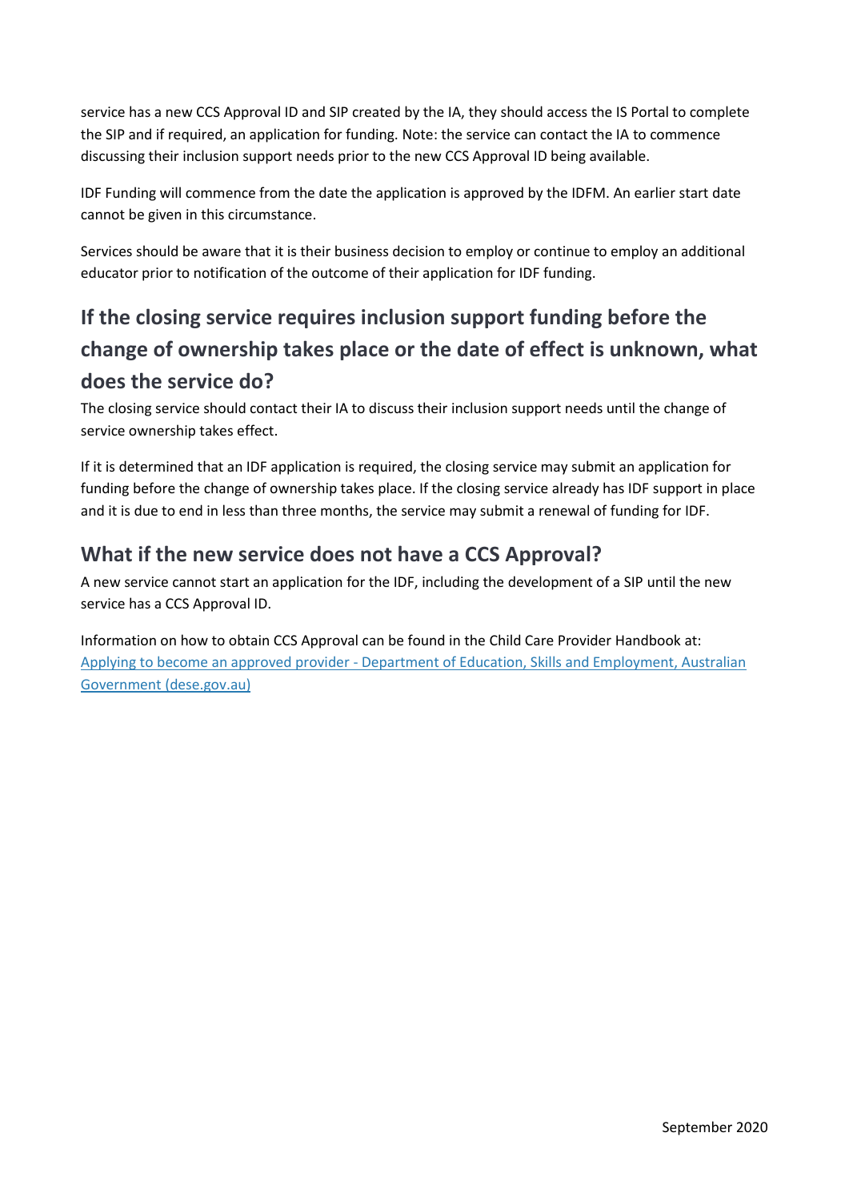service has a new CCS Approval ID and SIP created by the IA, they should access the IS Portal to complete the SIP and if required, an application for funding. Note: the service can contact the IA to commence discussing their inclusion support needs prior to the new CCS Approval ID being available.

IDF Funding will commence from the date the application is approved by the IDFM. An earlier start date cannot be given in this circumstance.

Services should be aware that it is their business decision to employ or continue to employ an additional educator prior to notification of the outcome of their application for IDF funding.

## If the closing service requires inclusion support funding before the change of ownership takes place or the date of effect is unknown, what does the service do?

The closing service should contact their IA to discuss their inclusion support needs until the change of service ownership takes effect.

If it is determined that an IDF application is required, the closing service may submit an application for funding before the change of ownership takes place. If the closing service already has IDF support in place and it is due to end in less than three months, the service may submit a renewal of funding for IDF.

## What if the new service does not have a CCS Approval?

A new service cannot start an application for the IDF, including the development of a SIP until the new service has a CCS Approval ID.

Information on how to obtain CCS Approval can be found in the Child Care Provider Handbook at: [Applying to become an approved provider - Department of Education, Skills and Employment, Australian Government (dese.gov.au)]

September 2020